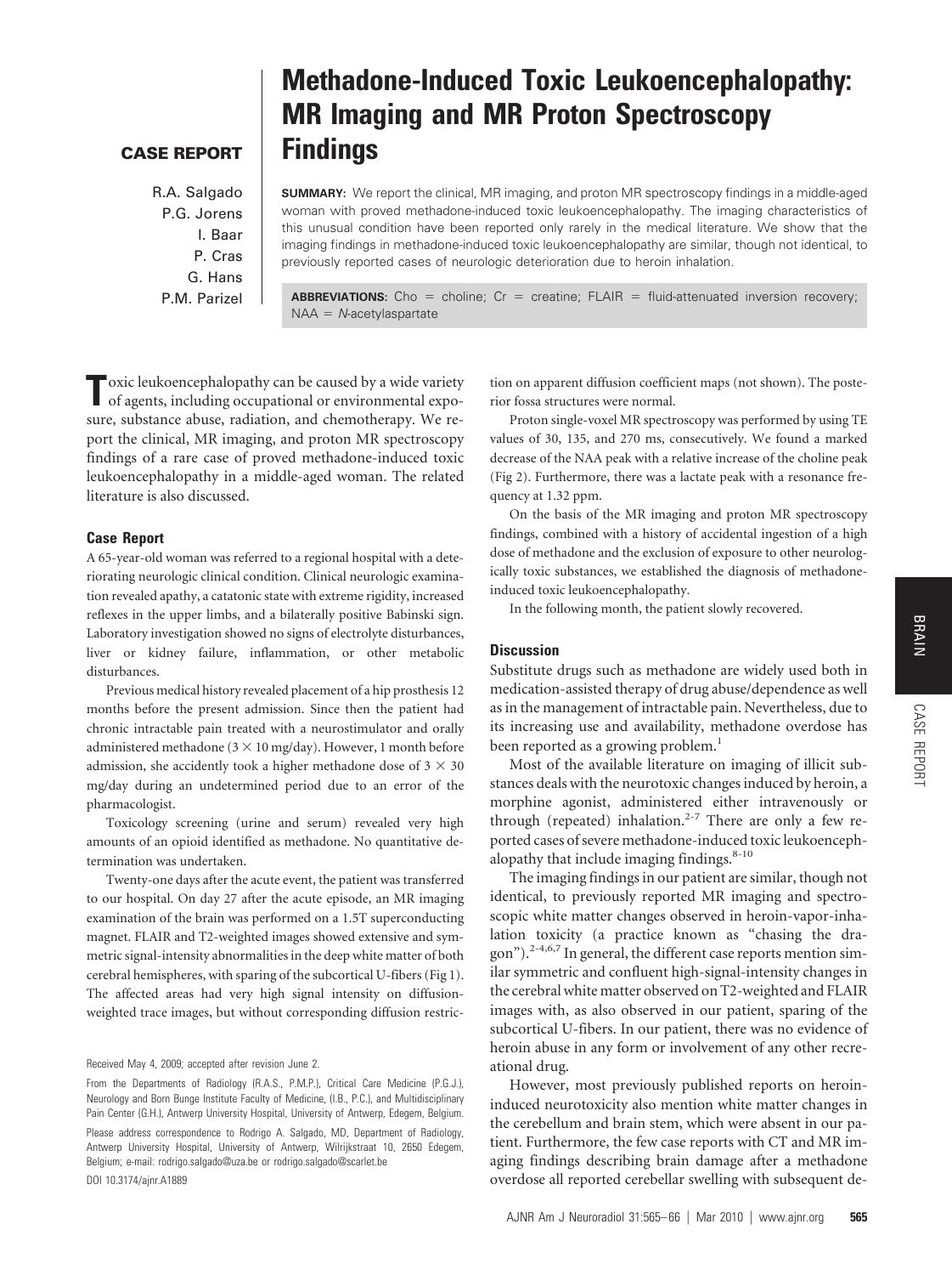**CASE REPORT**

# Methadone-Induced Toxic Leukoencephalopathy: MR Imaging and MR Proton Spectroscopy Findings

R.A. Salgado
P.G. Jorens
I. Baar
P. Cras
G. Hans
P.M. Parizel

**SUMMARY:** We report the clinical, MR imaging, and proton MR spectroscopy findings in a middle-aged woman with proved methadone-induced toxic leukoencephalopathy. The imaging characteristics of this unusual condition have been reported only rarely in the medical literature. We show that the imaging findings in methadone-induced toxic leukoencephalopathy are similar, though not identical, to previously reported cases of neurologic deterioration due to heroin inhalation.

**ABBREVIATIONS:** Cho = choline; Cr = creatine; FLAIR = fluid-attenuated inversion recovery; NAA = *N*-acetylaspartate

Toxic leukoencephalopathy can be caused by a wide variety of agents, including occupational or environmental exposure, substance abuse, radiation, and chemotherapy. We report the clinical, MR imaging, and proton MR spectroscopy findings of a rare case of proved methadone-induced toxic leukoencephalopathy in a middle-aged woman. The related literature is also discussed.

## Case Report

A 65-year-old woman was referred to a regional hospital with a deteriorating neurologic clinical condition. Clinical neurologic examination revealed apathy, a catatonic state with extreme rigidity, increased reflexes in the upper limbs, and a bilaterally positive Babinski sign. Laboratory investigation showed no signs of electrolyte disturbances, liver or kidney failure, inflammation, or other metabolic disturbances.

Previous medical history revealed placement of a hip prosthesis 12 months before the present admission. Since then the patient had chronic intractable pain treated with a neurostimulator and orally administered methadone ($3 \times 10$ mg/day). However, 1 month before admission, she accidently took a higher methadone dose of $3 \times 30$ mg/day during an undetermined period due to an error of the pharmacologist.

Toxicology screening (urine and serum) revealed very high amounts of an opioid identified as methadone. No quantitative determination was undertaken.

Twenty-one days after the acute event, the patient was transferred to our hospital. On day 27 after the acute episode, an MR imaging examination of the brain was performed on a 1.5T superconducting magnet. FLAIR and T2-weighted images showed extensive and symmetric signal-intensity abnormalities in the deep white matter of both cerebral hemispheres, with sparing of the subcortical U-fibers (Fig 1). The affected areas had very high signal intensity on diffusion-weighted trace images, but without corresponding diffusion restriction on apparent diffusion coefficient maps (not shown). The posterior fossa structures were normal.

Proton single-voxel MR spectroscopy was performed by using TE values of 30, 135, and 270 ms, consecutively. We found a marked decrease of the NAA peak with a relative increase of the choline peak (Fig 2). Furthermore, there was a lactate peak with a resonance frequency at 1.32 ppm.

On the basis of the MR imaging and proton MR spectroscopy findings, combined with a history of accidental ingestion of a high dose of methadone and the exclusion of exposure to other neurologically toxic substances, we established the diagnosis of methadone-induced toxic leukoencephalopathy.

In the following month, the patient slowly recovered.

## Discussion

Substitute drugs such as methadone are widely used both in medication-assisted therapy of drug abuse/dependence as well as in the management of intractable pain. Nevertheless, due to its increasing use and availability, methadone overdose has been reported as a growing problem.[1]

Most of the available literature on imaging of illicit substances deals with the neurotoxic changes induced by heroin, a morphine agonist, administered either intravenously or through (repeated) inhalation.[2-7] There are only a few reported cases of severe methadone-induced toxic leukoencephalopathy that include imaging findings.[8-10]

The imaging findings in our patient are similar, though not identical, to previously reported MR imaging and spectroscopic white matter changes observed in heroin-vapor-inhalation toxicity (a practice known as "chasing the dragon").[2-4,6,7] In general, the different case reports mention similar symmetric and confluent high-signal-intensity changes in the cerebral white matter observed on T2-weighted and FLAIR images with, as also observed in our patient, sparing of the subcortical U-fibers. In our patient, there was no evidence of heroin abuse in any form or involvement of any other recreational drug.

However, most previously published reports on heroin-induced neurotoxicity also mention white matter changes in the cerebellum and brain stem, which were absent in our patient. Furthermore, the few case reports with CT and MR imaging findings describing brain damage after a methadone overdose all reported cerebellar swelling with subsequent de-

Received May 4, 2009; accepted after revision June 2.

From the Departments of Radiology (R.A.S., P.M.P.), Critical Care Medicine (P.G.J.), Neurology and Born Bunge Institute Faculty of Medicine, (I.B., P.C.), and Multidisciplinary Pain Center (G.H.), Antwerp University Hospital, University of Antwerp, Edegem, Belgium.

Please address correspondence to Rodrigo A. Salgado, MD, Department of Radiology, Antwerp University Hospital, University of Antwerp, Wilrijkstraat 10, 2650 Edegem, Belgium; e-mail: rodrigo.salgado@uza.be or rodrigo.salgado@scarlet.be

DOI 10.3174/ajnr.A1889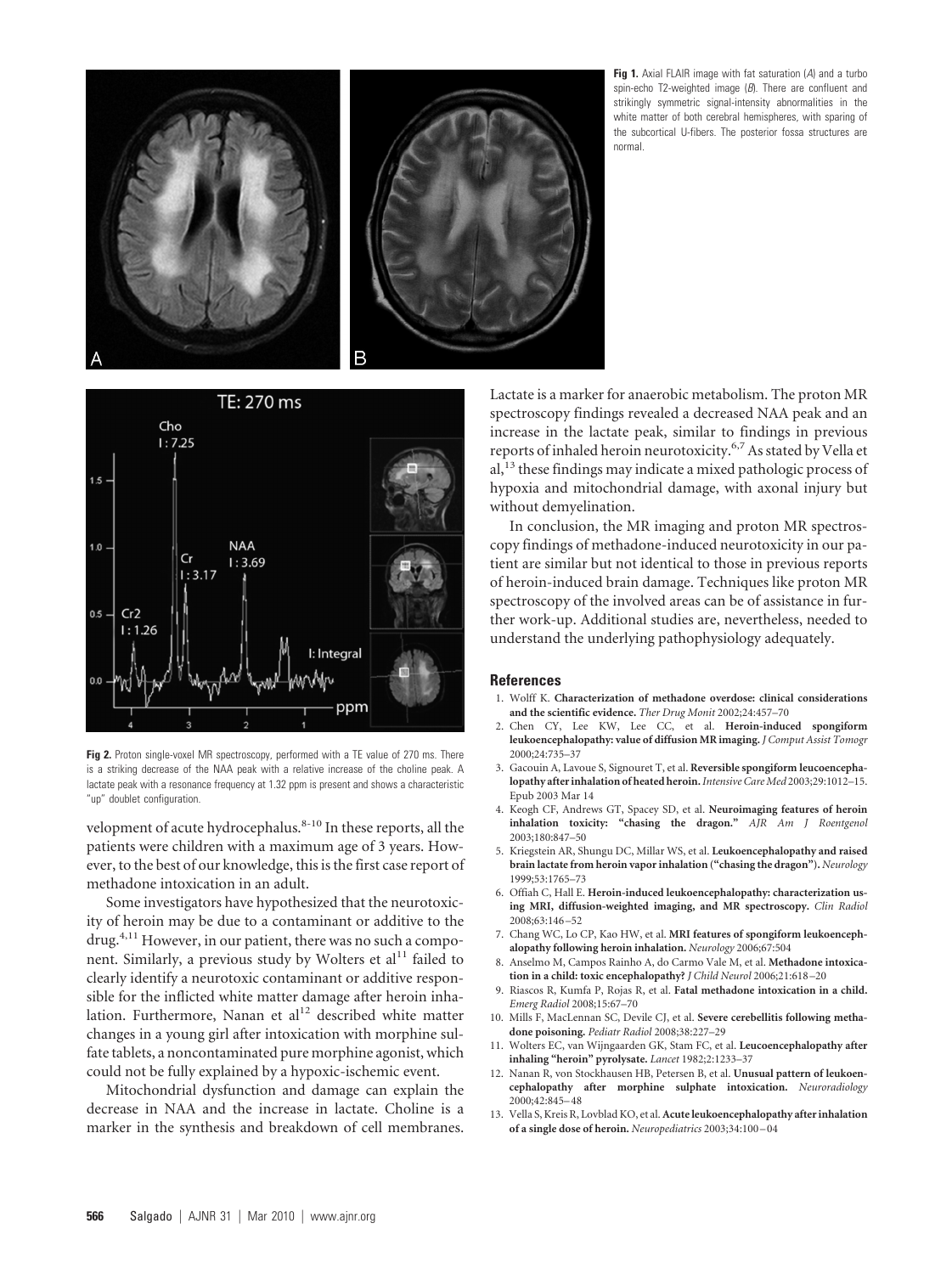**Fig 1.** Axial FLAIR image with fat saturation (*A*) and a turbo spin-echo T2-weighted image (*B*). There are confluent and strikingly symmetric signal-intensity abnormalities in the white matter of both cerebral hemispheres, with sparing of the subcortical U-fibers. The posterior fossa structures are normal.

TE: 270 ms
Cho
I: 7.25
Cr
I: 3.17
NAA
I: 3.69
Cr2
I: 1.26
I: Integral
ppm

**Fig 2.** Proton single-voxel MR spectroscopy, performed with a TE value of 270 ms. There is a striking decrease of the NAA peak with a relative increase of the choline peak. A lactate peak with a resonance frequency at 1.32 ppm is present and shows a characteristic "up" doublet configuration.

velopment of acute hydrocephalus.[8-10] In these reports, all the patients were children with a maximum age of 3 years. However, to the best of our knowledge, this is the first case report of methadone intoxication in an adult.

Some investigators have hypothesized that the neurotoxicity of heroin may be due to a contaminant or additive to the drug.[4,11] However, in our patient, there was no such a component. Similarly, a previous study by Wolters et al[11] failed to clearly identify a neurotoxic contaminant or additive responsible for the inflicted white matter damage after heroin inhalation. Furthermore, Nanan et al[12] described white matter changes in a young girl after intoxication with morphine sulfate tablets, a noncontaminated pure morphine agonist, which could not be fully explained by a hypoxic-ischemic event.

Mitochondrial dysfunction and damage can explain the decrease in NAA and the increase in lactate. Choline is a marker in the synthesis and breakdown of cell membranes. Lactate is a marker for anaerobic metabolism. The proton MR spectroscopy findings revealed a decreased NAA peak and an increase in the lactate peak, similar to findings in previous reports of inhaled heroin neurotoxicity.[6,7] As stated by Vella et al,[13] these findings may indicate a mixed pathologic process of hypoxia and mitochondrial damage, with axonal injury but without demyelination.

In conclusion, the MR imaging and proton MR spectroscopy findings of methadone-induced neurotoxicity in our patient are similar but not identical to those in previous reports of heroin-induced brain damage. Techniques like proton MR spectroscopy of the involved areas can be of assistance in further work-up. Additional studies are, nevertheless, needed to understand the underlying pathophysiology adequately.

## References

1. Wolff K. **Characterization of methadone overdose: clinical considerations and the scientific evidence.** *Ther Drug Monit* 2002;24:457–70
2. Chen CY, Lee KW, Lee CC, et al. **Heroin-induced spongiform leukoencephalopathy: value of diffusion MR imaging.** *J Comput Assist Tomogr* 2000;24:735–37
3. Gacouin A, Lavoue S, Signouret T, et al. **Reversible spongiform leucoencephalopathy after inhalation of heated heroin.** *Intensive Care Med* 2003;29:1012–15. Epub 2003 Mar 14
4. Keogh CF, Andrews GT, Spacey SD, et al. **Neuroimaging features of heroin inhalation toxicity: "chasing the dragon."** *AJR Am J Roentgenol* 2003;180:847–50
5. Kriegstein AR, Shungu DC, Millar WS, et al. **Leukoencephalopathy and raised brain lactate from heroin vapor inhalation ("chasing the dragon").** *Neurology* 1999;53:1765–73
6. Offiah C, Hall E. **Heroin-induced leukoencephalopathy: characterization using MRI, diffusion-weighted imaging, and MR spectroscopy.** *Clin Radiol* 2008;63:146–52
7. Chang WC, Lo CP, Kao HW, et al. **MRI features of spongiform leukoencephalopathy following heroin inhalation.** *Neurology* 2006;67:504
8. Anselmo M, Campos Rainho A, do Carmo Vale M, et al. **Methadone intoxication in a child: toxic encephalopathy?** *J Child Neurol* 2006;21:618–20
9. Riascos R, Kumfa P, Rojas R, et al. **Fatal methadone intoxication in a child.** *Emerg Radiol* 2008;15:67–70
10. Mills F, MacLennan SC, Devile CJ, et al. **Severe cerebellitis following methadone poisoning.** *Pediatr Radiol* 2008;38:227–29
11. Wolters EC, van Wijngaarden GK, Stam FC, et al. **Leucoencephalopathy after inhaling "heroin" pyrolysate.** *Lancet* 1982;2:1233–37
12. Nanan R, von Stockhausen HB, Petersen B, et al. **Unusual pattern of leukoencephalopathy after morphine sulphate intoxication.** *Neuroradiology* 2000;42:845–48
13. Vella S, Kreis R, Lovblad KO, et al. **Acute leukoencephalopathy after inhalation of a single dose of heroin.** *Neuropediatrics* 2003;34:100–04